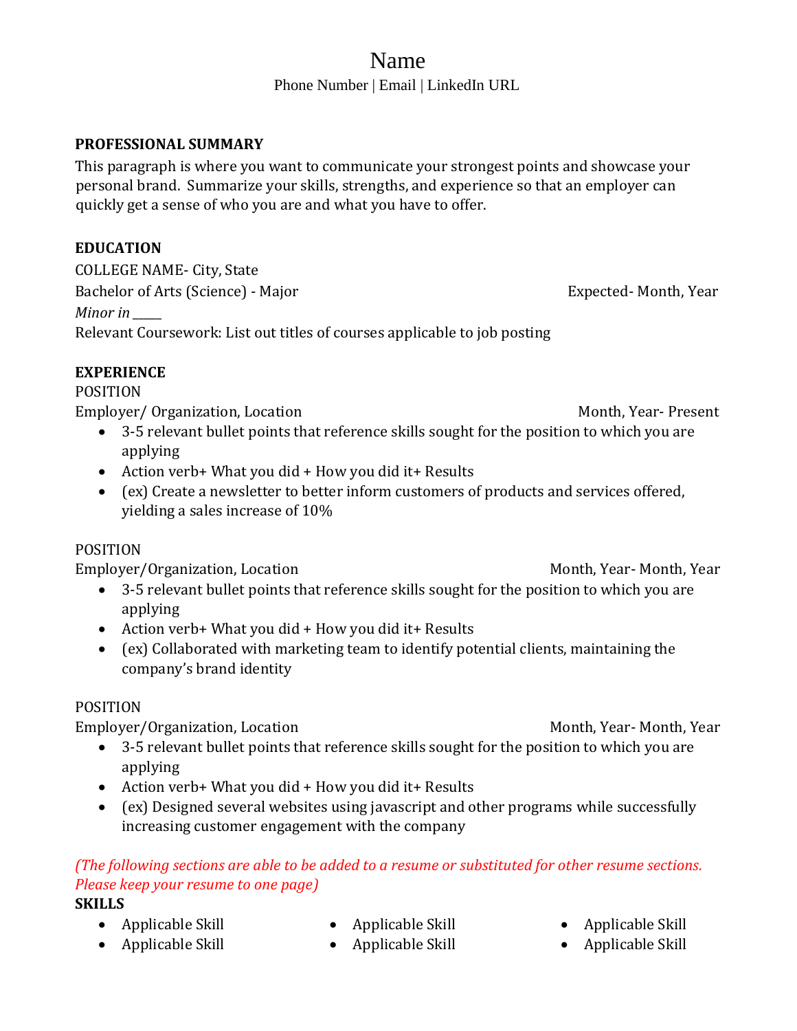# Name

Phone Number | Email | LinkedIn URL

## PROFESSIONAL SUMMARY

This paragraph is where you want to communicate your strongest points and showcase your personal brand. Summarize your skills, strengths, and experience so that an employer can quickly get a sense of who you are and what you have to offer.

## EDUCATION

COLLEGE NAME- City, State

Bachelor of Arts (Science) - Major — Expected- Month, Year

*Minor in \_\_\_\_\_*

Relevant Coursework: List out titles of courses applicable to job posting

## EXPERIENCE

POSITION

Employer/ Organization, Location — Month, Year- Present

- 3-5 relevant bullet points that reference skills sought for the position to which you are applying
- Action verb+ What you did + How you did it+ Results
- (ex) Create a newsletter to better inform customers of products and services offered, yielding a sales increase of 10%

POSITION

Employer/Organization, Location — Month, Year- Month, Year

- 3-5 relevant bullet points that reference skills sought for the position to which you are applying
- Action verb+ What you did + How you did it+ Results
- (ex) Collaborated with marketing team to identify potential clients, maintaining the company's brand identity

POSITION

Employer/Organization, Location — Month, Year- Month, Year

- 3-5 relevant bullet points that reference skills sought for the position to which you are applying
- Action verb+ What you did + How you did it+ Results
- (ex) Designed several websites using javascript and other programs while successfully increasing customer engagement with the company

*(The following sections are able to be added to a resume or substituted for other resume sections. Please keep your resume to one page)*

## SKILLS

- Applicable Skill
- Applicable Skill
- Applicable Skill
- Applicable Skill
- Applicable Skill
- Applicable Skill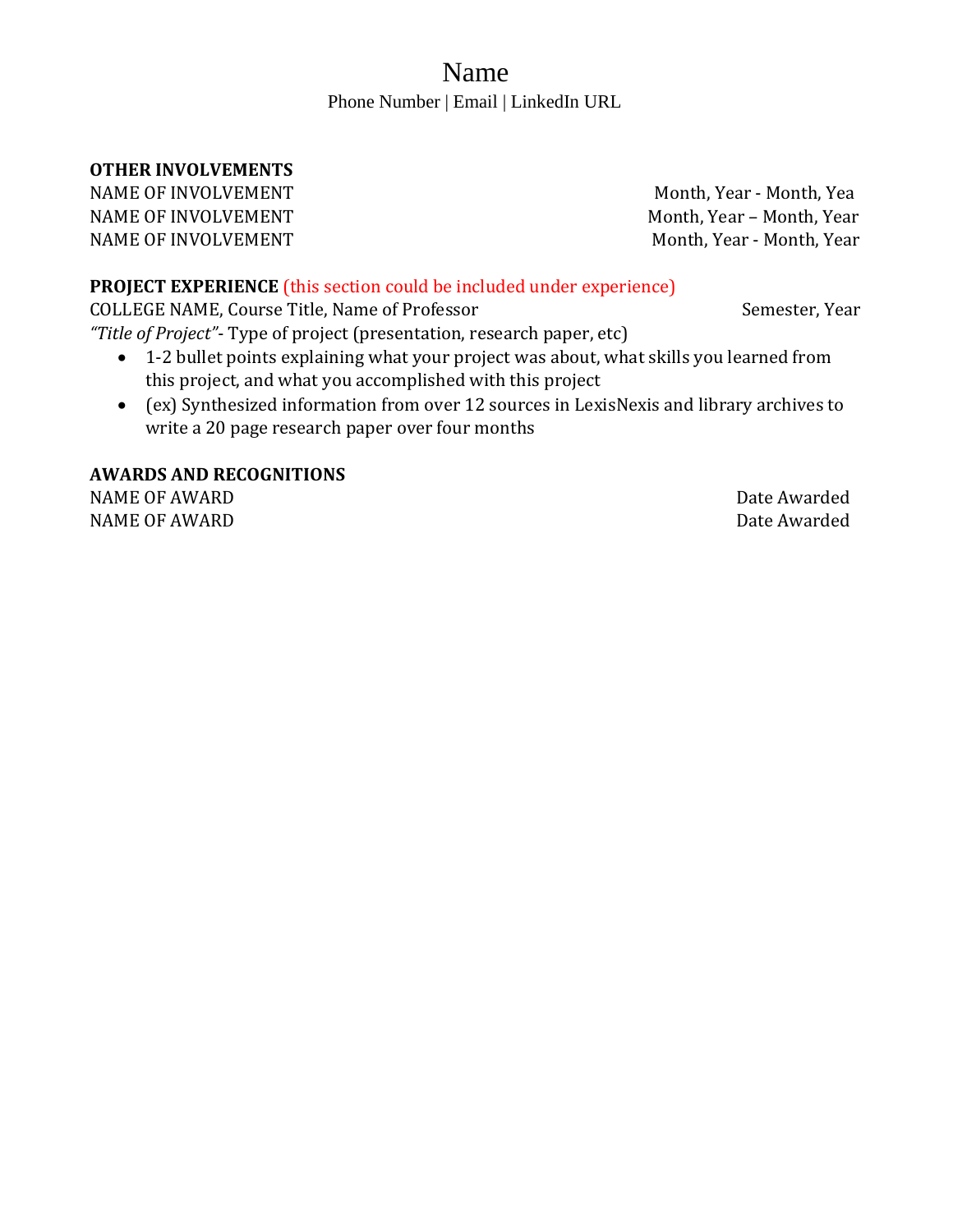# Name

Phone Number | Email | LinkedIn URL

**OTHER INVOLVEMENTS**

NAME OF INVOLVEMENT Month, Year - Month, Yea

NAME OF INVOLVEMENT Month, Year – Month, Year

NAME OF INVOLVEMENT Month, Year - Month, Year

**PROJECT EXPERIENCE** (this section could be included under experience)

COLLEGE NAME, Course Title, Name of Professor Semester, Year

*"Title of Project"*- Type of project (presentation, research paper, etc)

- 1-2 bullet points explaining what your project was about, what skills you learned from this project, and what you accomplished with this project
- (ex) Synthesized information from over 12 sources in LexisNexis and library archives to write a 20 page research paper over four months

**AWARDS AND RECOGNITIONS**

NAME OF AWARD Date Awarded

NAME OF AWARD Date Awarded